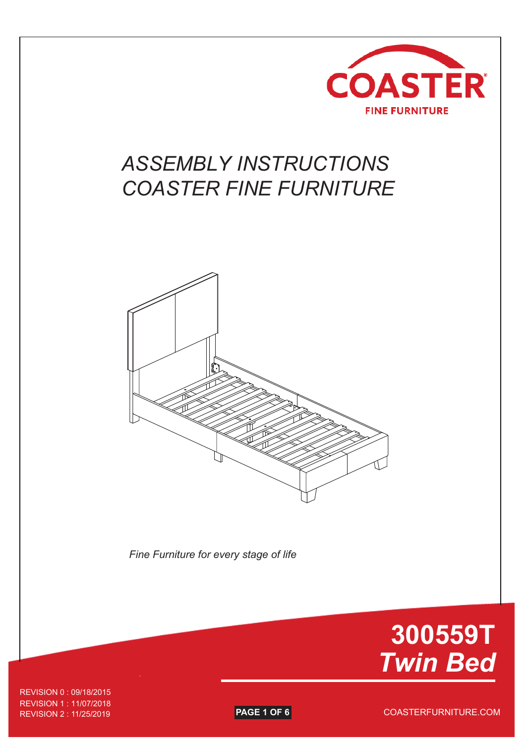COASTER

FINE FURNITURE

# *ASSEMBLY INSTRUCTIONS*
# *COASTER FINE FURNITURE*

*Fine Furniture for every stage of life*

## 300559T
## *Twin Bed*

REVISION 0 : 09/18/2015
REVISION 1 : 11/07/2018
REVISION 2 : 11/25/2019

COASTERFURNITURE.COM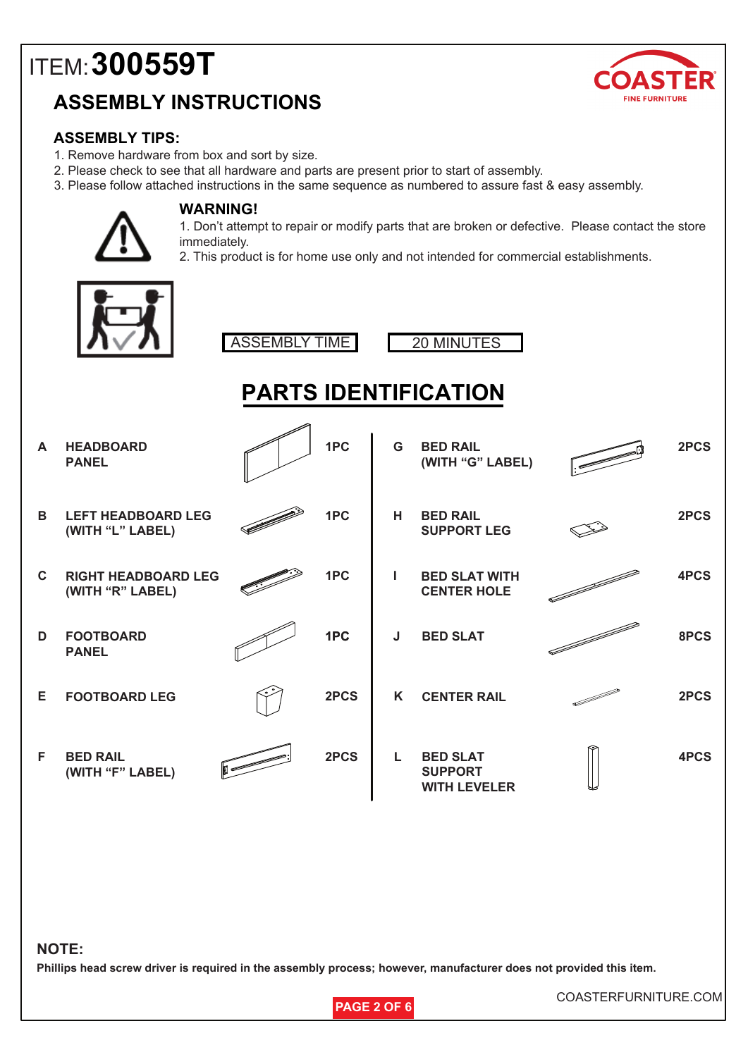ITEM: **300559T**

## ASSEMBLY INSTRUCTIONS

COASTER
FINE FURNITURE

### ASSEMBLY TIPS:

1. Remove hardware from box and sort by size.
2. Please check to see that all hardware and parts are present prior to start of assembly.
3. Please follow attached instructions in the same sequence as numbered to assure fast & easy assembly.

**WARNING!**

1. Don't attempt to repair or modify parts that are broken or defective. Please contact the store immediately.
2. This product is for home use only and not intended for commercial establishments.

| ASSEMBLY TIME | 20 MINUTES |
|---|---|

## PARTS IDENTIFICATION

| | Part | Qty |
|---|---|---|
| A | HEADBOARD PANEL | 1PC |
| B | LEFT HEADBOARD LEG (WITH "L" LABEL) | 1PC |
| C | RIGHT HEADBOARD LEG (WITH "R" LABEL) | 1PC |
| D | FOOTBOARD PANEL | 1PC |
| E | FOOTBOARD LEG | 2PCS |
| F | BED RAIL (WITH "F" LABEL) | 2PCS |
| G | BED RAIL (WITH "G" LABEL) | 2PCS |
| H | BED RAIL SUPPORT LEG | 2PCS |
| I | BED SLAT WITH CENTER HOLE | 4PCS |
| J | BED SLAT | 8PCS |
| K | CENTER RAIL | 2PCS |
| L | BED SLAT SUPPORT WITH LEVELER | 4PCS |

**NOTE:**

**Phillips head screw driver is required in the assembly process; however, manufacturer does not provided this item.**

COASTERFURNITURE.COM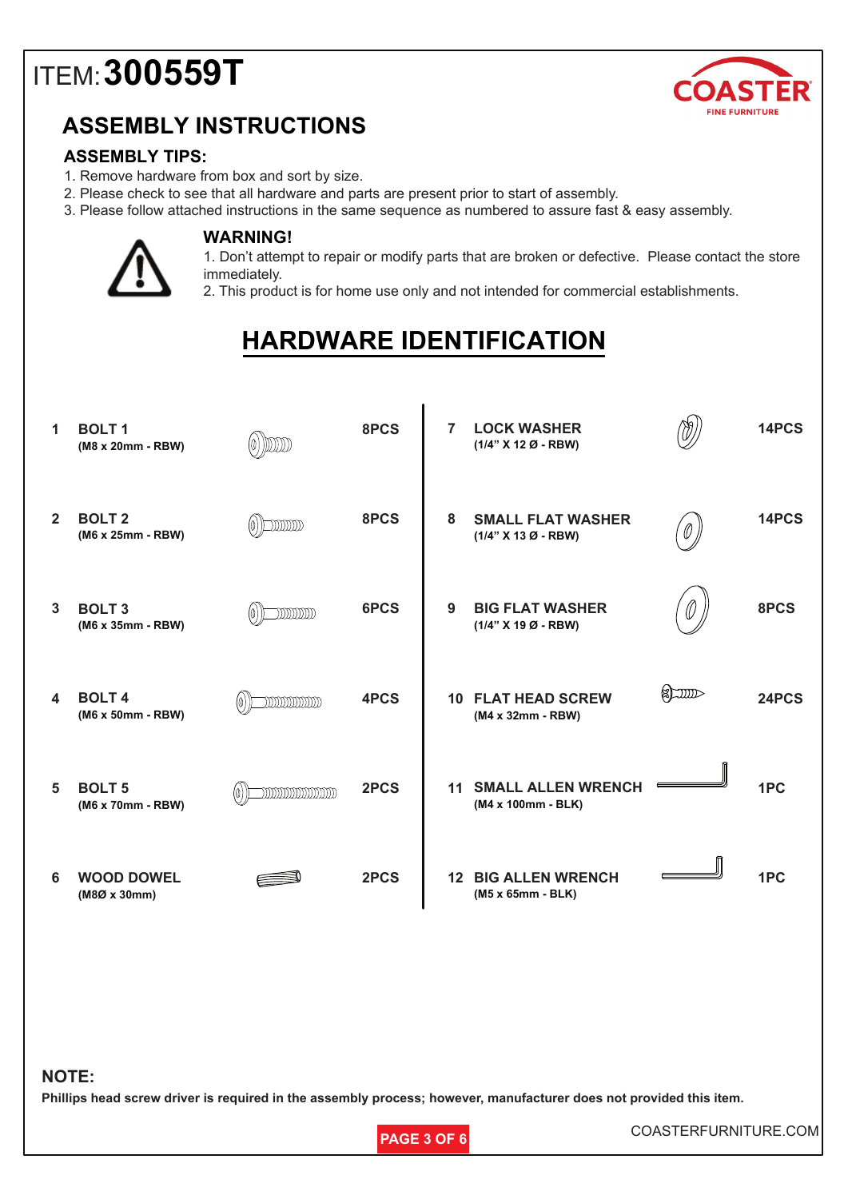# ITEM: **300559T**

## ASSEMBLY INSTRUCTIONS

### ASSEMBLY TIPS:

1. Remove hardware from box and sort by size.
2. Please check to see that all hardware and parts are present prior to start of assembly.
3. Please follow attached instructions in the same sequence as numbered to assure fast & easy assembly.

### WARNING!

1. Don't attempt to repair or modify parts that are broken or defective. Please contact the store immediately.
2. This product is for home use only and not intended for commercial establishments.

## HARDWARE IDENTIFICATION

| # | Part | Qty | # | Part | Qty |
|---|---|---|---|---|---|
| 1 | **BOLT 1** (M8 x 20mm - RBW) | 8PCS | 7 | **LOCK WASHER** (1/4" X 12 Ø - RBW) | 14PCS |
| 2 | **BOLT 2** (M6 x 25mm - RBW) | 8PCS | 8 | **SMALL FLAT WASHER** (1/4" X 13 Ø - RBW) | 14PCS |
| 3 | **BOLT 3** (M6 x 35mm - RBW) | 6PCS | 9 | **BIG FLAT WASHER** (1/4" X 19 Ø - RBW) | 8PCS |
| 4 | **BOLT 4** (M6 x 50mm - RBW) | 4PCS | 10 | **FLAT HEAD SCREW** (M4 x 32mm - RBW) | 24PCS |
| 5 | **BOLT 5** (M6 x 70mm - RBW) | 2PCS | 11 | **SMALL ALLEN WRENCH** (M4 x 100mm - BLK) | 1PC |
| 6 | **WOOD DOWEL** (M8Ø x 30mm) | 2PCS | 12 | **BIG ALLEN WRENCH** (M5 x 65mm - BLK) | 1PC |

### NOTE:

**Phillips head screw driver is required in the assembly process; however, manufacturer does not provided this item.**

COASTERFURNITURE.COM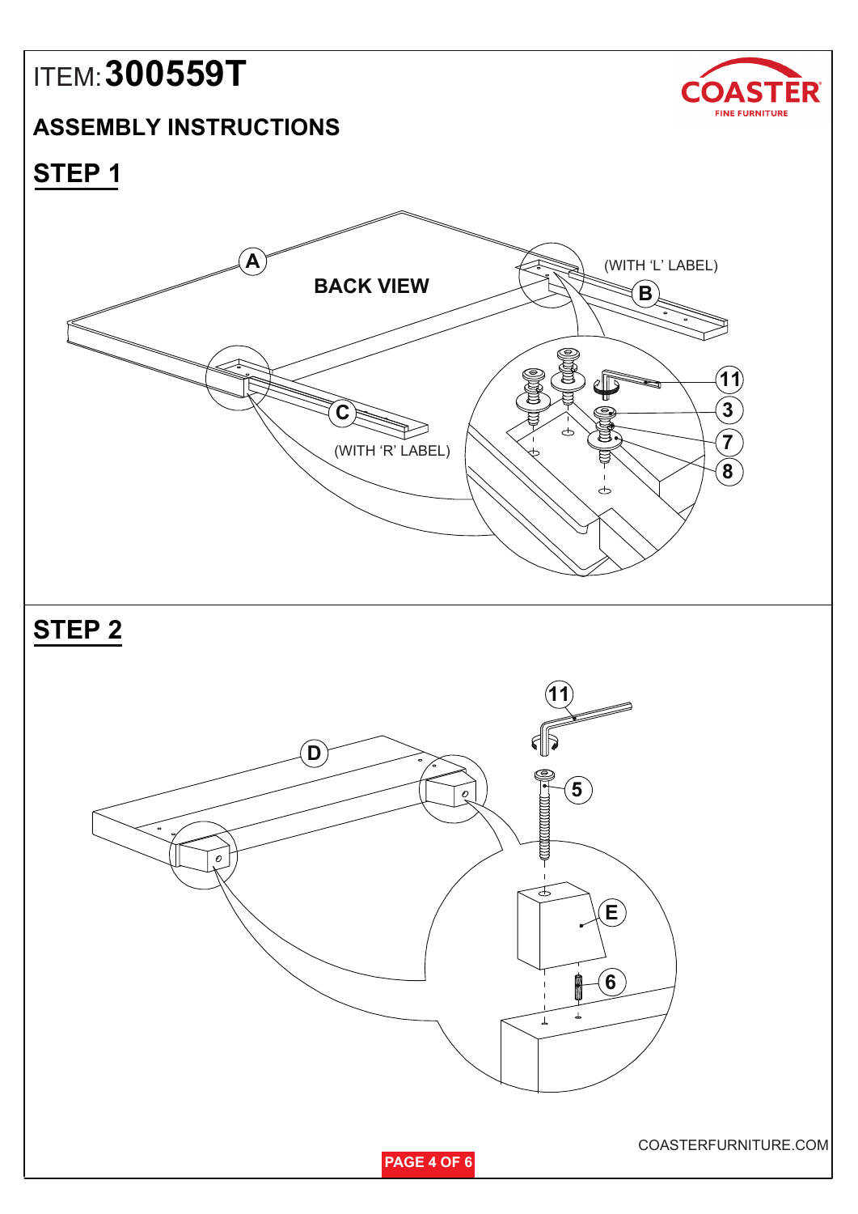# ITEM: **300559T**

COASTER FINE FURNITURE

## ASSEMBLY INSTRUCTIONS

## STEP 1

A

BACK VIEW

(WITH 'L' LABEL)

B

C

(WITH 'R' LABEL)

11

3

7

8

## STEP 2

11

D

5

E

6

COASTERFURNITURE.COM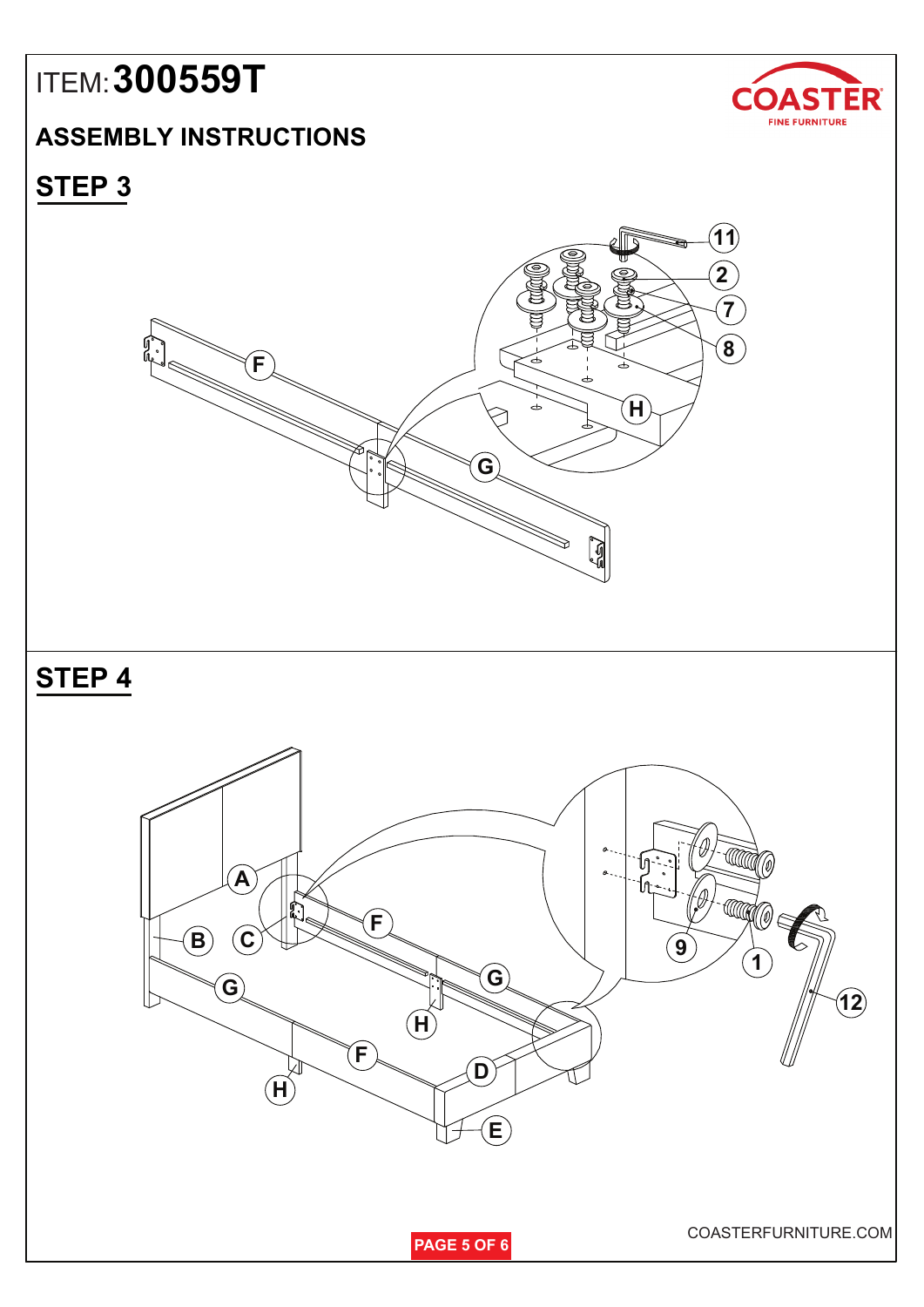# ITEM: 300559T

## ASSEMBLY INSTRUCTIONS

## STEP 3

## STEP 4

COASTERFURNITURE.COM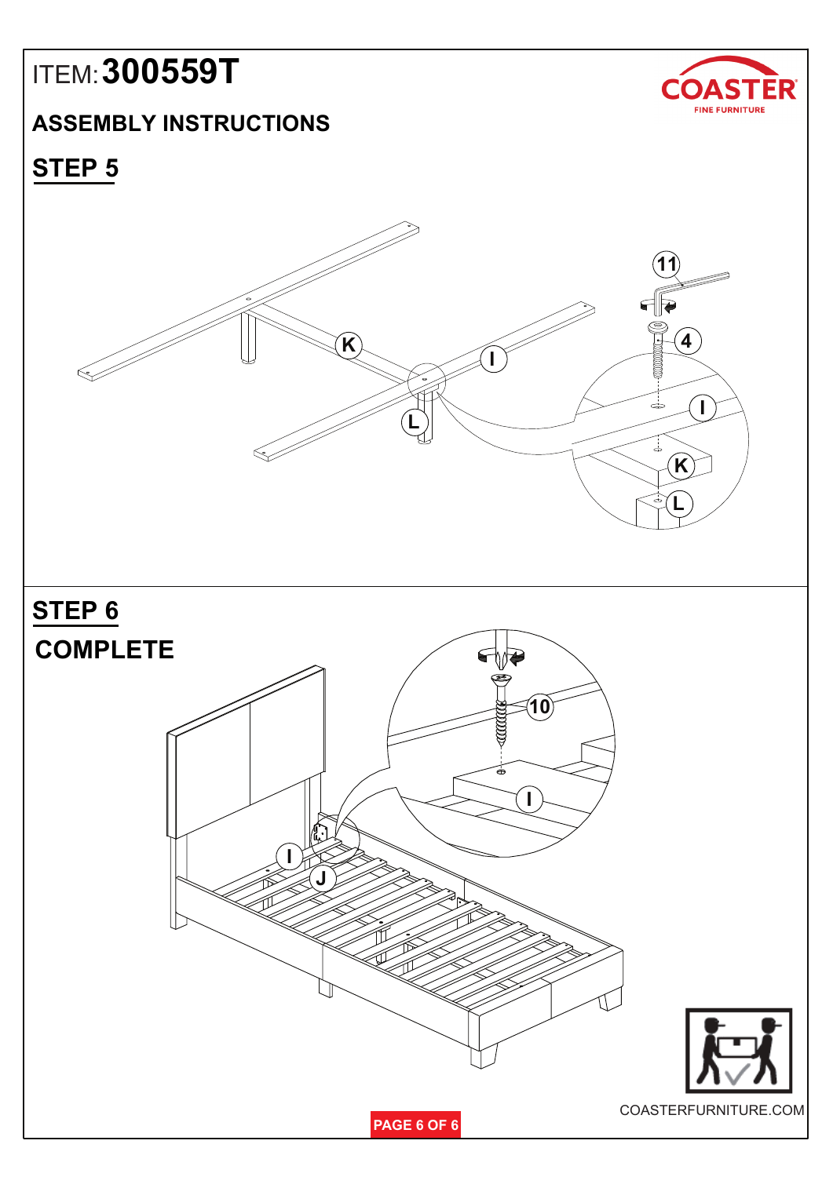ITEM: **300559T**

**COASTER** FINE FURNITURE

## ASSEMBLY INSTRUCTIONS

## STEP 5

11

4

K

I

L

## STEP 6

## COMPLETE

10

I

J

COASTERFURNITURE.COM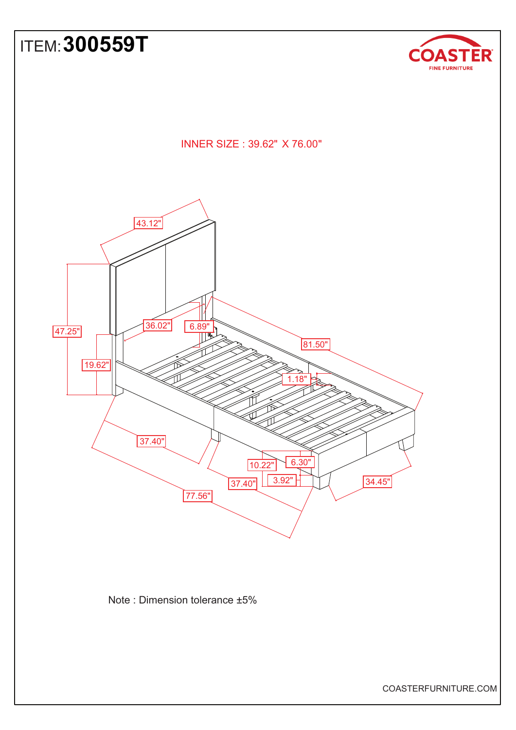ITEM: **300559T**

COASTER
FINE FURNITURE

INNER SIZE : 39.62" X 76.00"

43.12"
47.25"
36.02"
6.89"
81.50"
19.62"
1.18"
37.40"
10.22"
6.30"
37.40"
3.92"
34.45"
77.56"

Note : Dimension tolerance ±5%

COASTERFURNITURE.COM